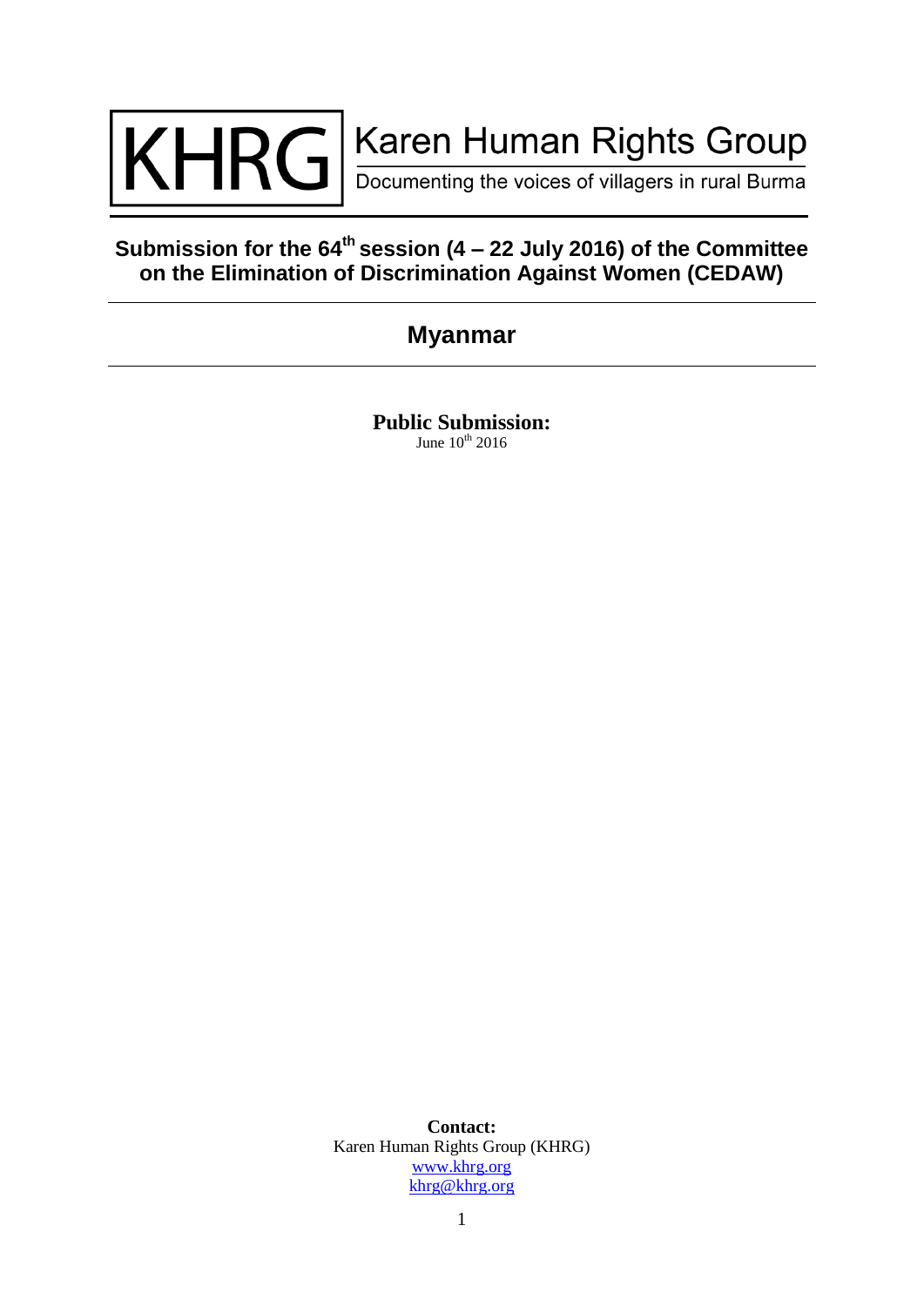# KHRG Karen Human Rights Group

Documenting the voices of villagers in rural Burma

## Submission for the 64th session (4 – 22 July 2016) of the Committee on the Elimination of Discrimination Against Women (CEDAW)

## Myanmar

**Public Submission:**
June 10th 2016

**Contact:**
Karen Human Rights Group (KHRG)
www.khrg.org
khrg@khrg.org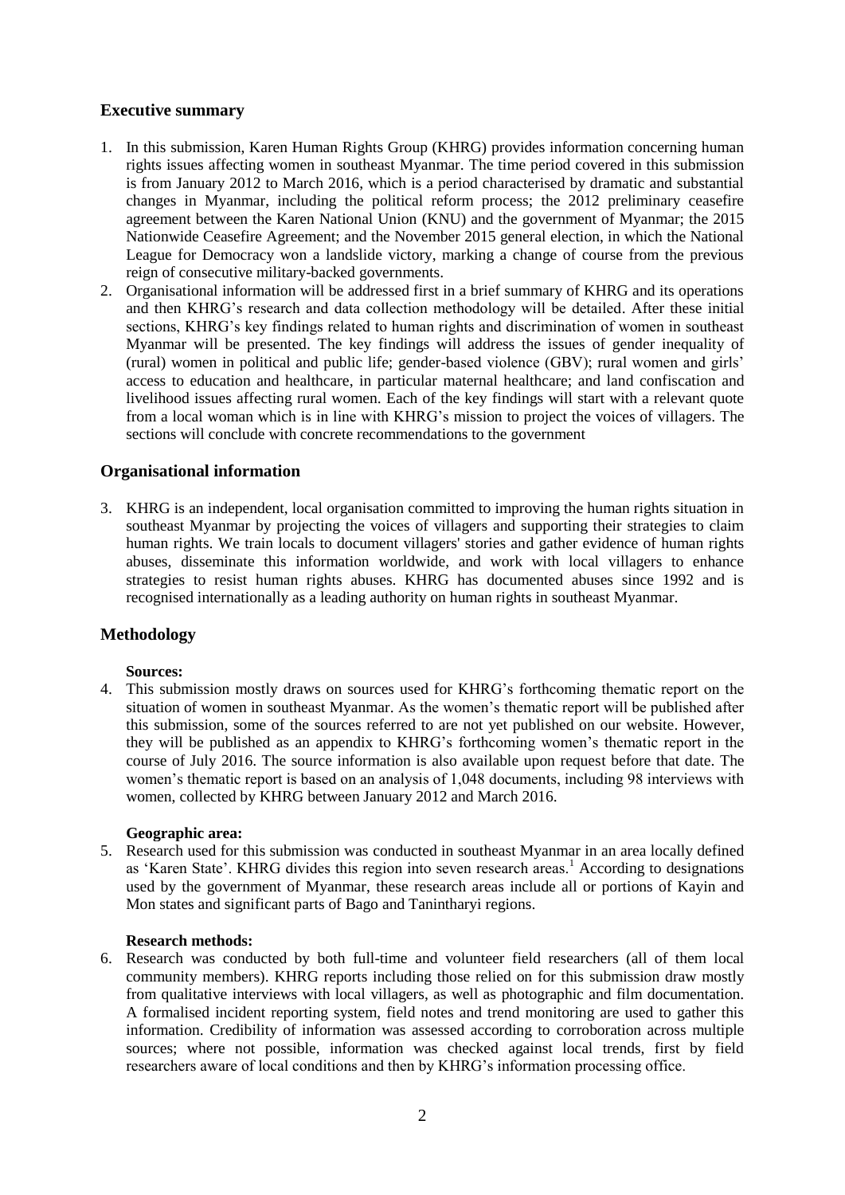## Executive summary

1. In this submission, Karen Human Rights Group (KHRG) provides information concerning human rights issues affecting women in southeast Myanmar. The time period covered in this submission is from January 2012 to March 2016, which is a period characterised by dramatic and substantial changes in Myanmar, including the political reform process; the 2012 preliminary ceasefire agreement between the Karen National Union (KNU) and the government of Myanmar; the 2015 Nationwide Ceasefire Agreement; and the November 2015 general election, in which the National League for Democracy won a landslide victory, marking a change of course from the previous reign of consecutive military-backed governments.
2. Organisational information will be addressed first in a brief summary of KHRG and its operations and then KHRG's research and data collection methodology will be detailed. After these initial sections, KHRG's key findings related to human rights and discrimination of women in southeast Myanmar will be presented. The key findings will address the issues of gender inequality of (rural) women in political and public life; gender-based violence (GBV); rural women and girls' access to education and healthcare, in particular maternal healthcare; and land confiscation and livelihood issues affecting rural women. Each of the key findings will start with a relevant quote from a local woman which is in line with KHRG's mission to project the voices of villagers. The sections will conclude with concrete recommendations to the government

## Organisational information

3. KHRG is an independent, local organisation committed to improving the human rights situation in southeast Myanmar by projecting the voices of villagers and supporting their strategies to claim human rights. We train locals to document villagers' stories and gather evidence of human rights abuses, disseminate this information worldwide, and work with local villagers to enhance strategies to resist human rights abuses. KHRG has documented abuses since 1992 and is recognised internationally as a leading authority on human rights in southeast Myanmar.

## Methodology

**Sources:**

4. This submission mostly draws on sources used for KHRG's forthcoming thematic report on the situation of women in southeast Myanmar. As the women's thematic report will be published after this submission, some of the sources referred to are not yet published on our website. However, they will be published as an appendix to KHRG's forthcoming women's thematic report in the course of July 2016. The source information is also available upon request before that date. The women's thematic report is based on an analysis of 1,048 documents, including 98 interviews with women, collected by KHRG between January 2012 and March 2016.

**Geographic area:**

5. Research used for this submission was conducted in southeast Myanmar in an area locally defined as 'Karen State'. KHRG divides this region into seven research areas.[1] According to designations used by the government of Myanmar, these research areas include all or portions of Kayin and Mon states and significant parts of Bago and Tanintharyi regions.

**Research methods:**

6. Research was conducted by both full-time and volunteer field researchers (all of them local community members). KHRG reports including those relied on for this submission draw mostly from qualitative interviews with local villagers, as well as photographic and film documentation. A formalised incident reporting system, field notes and trend monitoring are used to gather this information. Credibility of information was assessed according to corroboration across multiple sources; where not possible, information was checked against local trends, first by field researchers aware of local conditions and then by KHRG's information processing office.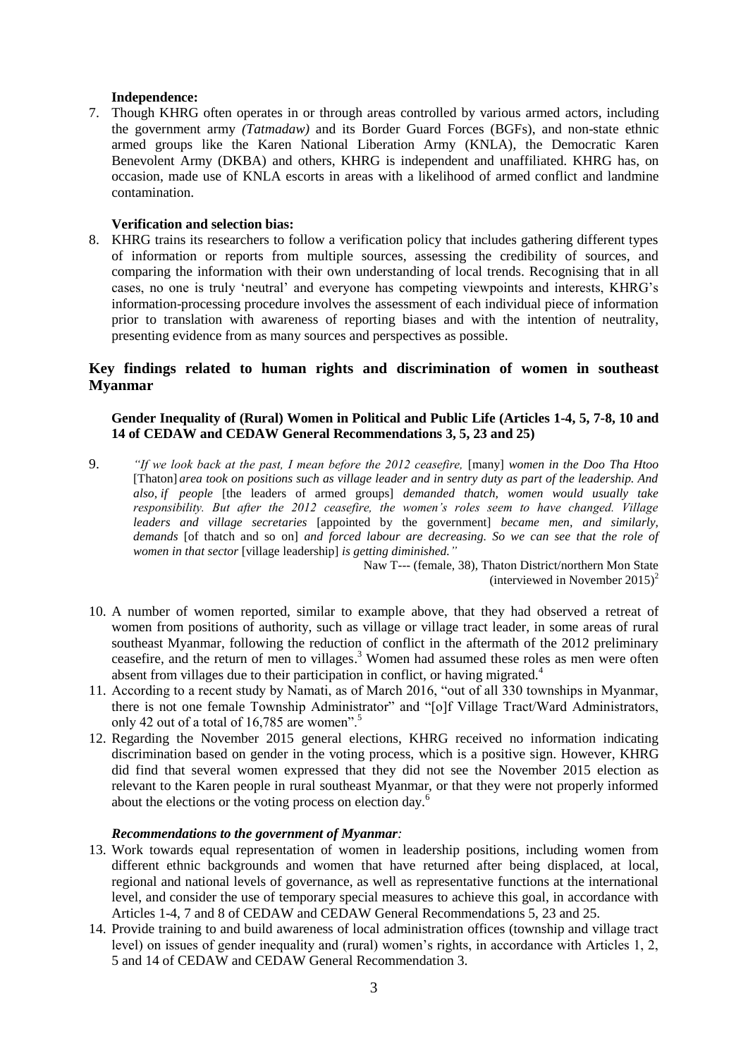**Independence:**

7. Though KHRG often operates in or through areas controlled by various armed actors, including the government army *(Tatmadaw)* and its Border Guard Forces (BGFs), and non-state ethnic armed groups like the Karen National Liberation Army (KNLA), the Democratic Karen Benevolent Army (DKBA) and others, KHRG is independent and unaffiliated. KHRG has, on occasion, made use of KNLA escorts in areas with a likelihood of armed conflict and landmine contamination.

**Verification and selection bias:**

8. KHRG trains its researchers to follow a verification policy that includes gathering different types of information or reports from multiple sources, assessing the credibility of sources, and comparing the information with their own understanding of local trends. Recognising that in all cases, no one is truly 'neutral' and everyone has competing viewpoints and interests, KHRG's information-processing procedure involves the assessment of each individual piece of information prior to translation with awareness of reporting biases and with the intention of neutrality, presenting evidence from as many sources and perspectives as possible.

## Key findings related to human rights and discrimination of women in southeast Myanmar

### Gender Inequality of (Rural) Women in Political and Public Life (Articles 1-4, 5, 7-8, 10 and 14 of CEDAW and CEDAW General Recommendations 3, 5, 23 and 25)

9. *"If we look back at the past, I mean before the 2012 ceasefire,* [many] *women in the Doo Tha Htoo* [Thaton] *area took on positions such as village leader and in sentry duty as part of the leadership. And also, if people* [the leaders of armed groups] *demanded thatch, women would usually take responsibility. But after the 2012 ceasefire, the women's roles seem to have changed. Village leaders and village secretaries* [appointed by the government] *became men, and similarly, demands* [of thatch and so on] *and forced labour are decreasing. So we can see that the role of women in that sector* [village leadership] *is getting diminished."*

   Naw T--- (female, 38), Thaton District/northern Mon State (interviewed in November 2015)[2]

10. A number of women reported, similar to example above, that they had observed a retreat of women from positions of authority, such as village or village tract leader, in some areas of rural southeast Myanmar, following the reduction of conflict in the aftermath of the 2012 preliminary ceasefire, and the return of men to villages.[3] Women had assumed these roles as men were often absent from villages due to their participation in conflict, or having migrated.[4]
11. According to a recent study by Namati, as of March 2016, "out of all 330 townships in Myanmar, there is not one female Township Administrator" and "[o]f Village Tract/Ward Administrators, only 42 out of a total of 16,785 are women".[5]
12. Regarding the November 2015 general elections, KHRG received no information indicating discrimination based on gender in the voting process, which is a positive sign. However, KHRG did find that several women expressed that they did not see the November 2015 election as relevant to the Karen people in rural southeast Myanmar, or that they were not properly informed about the elections or the voting process on election day.[6]

***Recommendations to the government of Myanmar:***

13. Work towards equal representation of women in leadership positions, including women from different ethnic backgrounds and women that have returned after being displaced, at local, regional and national levels of governance, as well as representative functions at the international level, and consider the use of temporary special measures to achieve this goal, in accordance with Articles 1-4, 7 and 8 of CEDAW and CEDAW General Recommendations 5, 23 and 25.
14. Provide training to and build awareness of local administration offices (township and village tract level) on issues of gender inequality and (rural) women's rights, in accordance with Articles 1, 2, 5 and 14 of CEDAW and CEDAW General Recommendation 3.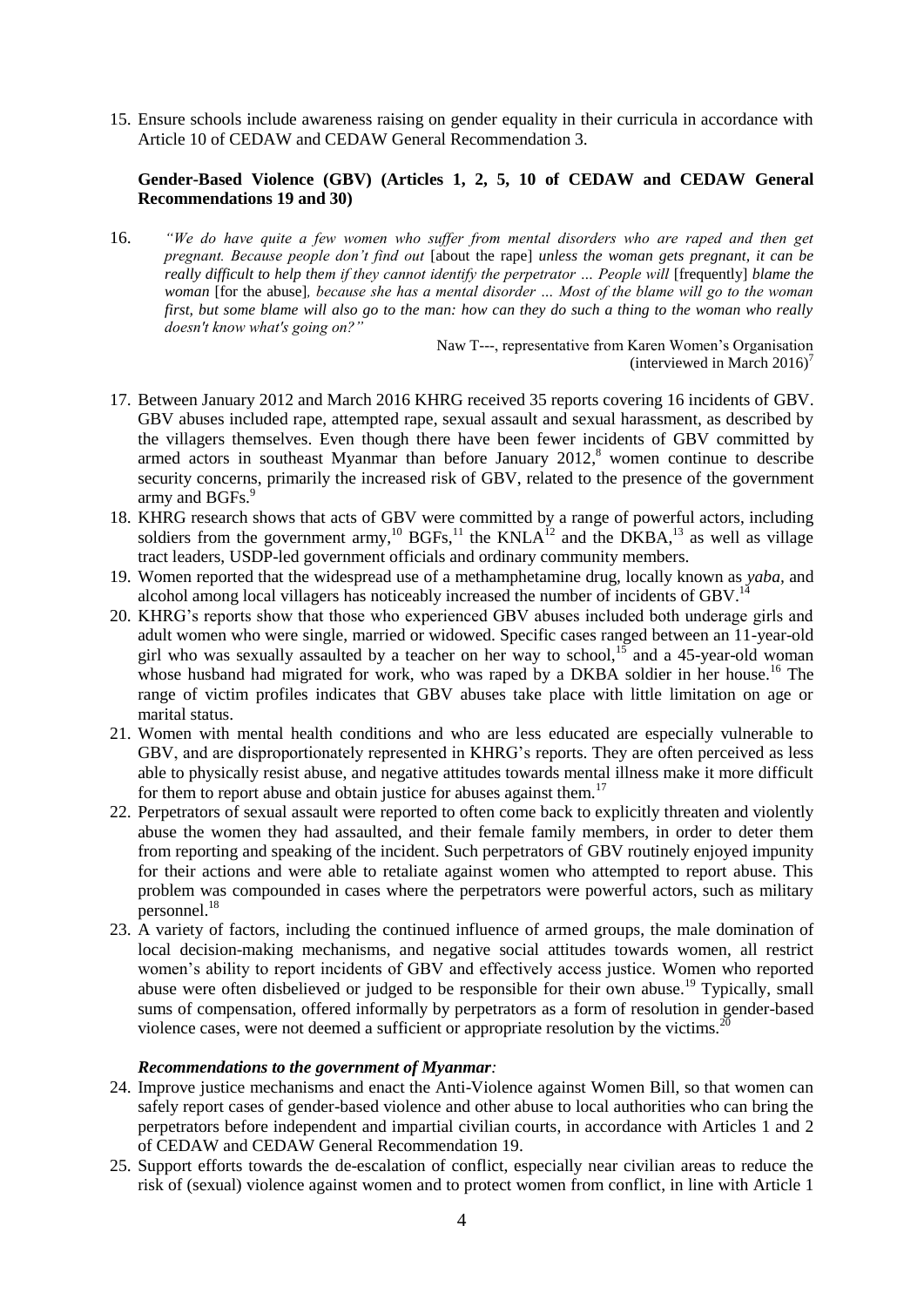15. Ensure schools include awareness raising on gender equality in their curricula in accordance with Article 10 of CEDAW and CEDAW General Recommendation 3.

**Gender-Based Violence (GBV) (Articles 1, 2, 5, 10 of CEDAW and CEDAW General Recommendations 19 and 30)**

16. *"We do have quite a few women who suffer from mental disorders who are raped and then get pregnant. Because people don't find out* [about the rape] *unless the woman gets pregnant, it can be really difficult to help them if they cannot identify the perpetrator … People will* [frequently] *blame the woman* [for the abuse]*, because she has a mental disorder … Most of the blame will go to the woman first, but some blame will also go to the man: how can they do such a thing to the woman who really doesn't know what's going on?"*

Naw T---, representative from Karen Women's Organisation (interviewed in March 2016)[7]

17. Between January 2012 and March 2016 KHRG received 35 reports covering 16 incidents of GBV. GBV abuses included rape, attempted rape, sexual assault and sexual harassment, as described by the villagers themselves. Even though there have been fewer incidents of GBV committed by armed actors in southeast Myanmar than before January 2012,[8] women continue to describe security concerns, primarily the increased risk of GBV, related to the presence of the government army and BGFs.[9]
18. KHRG research shows that acts of GBV were committed by a range of powerful actors, including soldiers from the government army,[10] BGFs,[11] the KNLA[12] and the DKBA,[13] as well as village tract leaders, USDP-led government officials and ordinary community members.
19. Women reported that the widespread use of a methamphetamine drug, locally known as *yaba*, and alcohol among local villagers has noticeably increased the number of incidents of GBV.[14]
20. KHRG's reports show that those who experienced GBV abuses included both underage girls and adult women who were single, married or widowed. Specific cases ranged between an 11-year-old girl who was sexually assaulted by a teacher on her way to school,[15] and a 45-year-old woman whose husband had migrated for work, who was raped by a DKBA soldier in her house.[16] The range of victim profiles indicates that GBV abuses take place with little limitation on age or marital status.
21. Women with mental health conditions and who are less educated are especially vulnerable to GBV, and are disproportionately represented in KHRG's reports. They are often perceived as less able to physically resist abuse, and negative attitudes towards mental illness make it more difficult for them to report abuse and obtain justice for abuses against them.[17]
22. Perpetrators of sexual assault were reported to often come back to explicitly threaten and violently abuse the women they had assaulted, and their female family members, in order to deter them from reporting and speaking of the incident. Such perpetrators of GBV routinely enjoyed impunity for their actions and were able to retaliate against women who attempted to report abuse. This problem was compounded in cases where the perpetrators were powerful actors, such as military personnel.[18]
23. A variety of factors, including the continued influence of armed groups, the male domination of local decision-making mechanisms, and negative social attitudes towards women, all restrict women's ability to report incidents of GBV and effectively access justice. Women who reported abuse were often disbelieved or judged to be responsible for their own abuse.[19] Typically, small sums of compensation, offered informally by perpetrators as a form of resolution in gender-based violence cases, were not deemed a sufficient or appropriate resolution by the victims.[20]

***Recommendations to the government of Myanmar:***

24. Improve justice mechanisms and enact the Anti-Violence against Women Bill, so that women can safely report cases of gender-based violence and other abuse to local authorities who can bring the perpetrators before independent and impartial civilian courts, in accordance with Articles 1 and 2 of CEDAW and CEDAW General Recommendation 19.
25. Support efforts towards the de-escalation of conflict, especially near civilian areas to reduce the risk of (sexual) violence against women and to protect women from conflict, in line with Article 1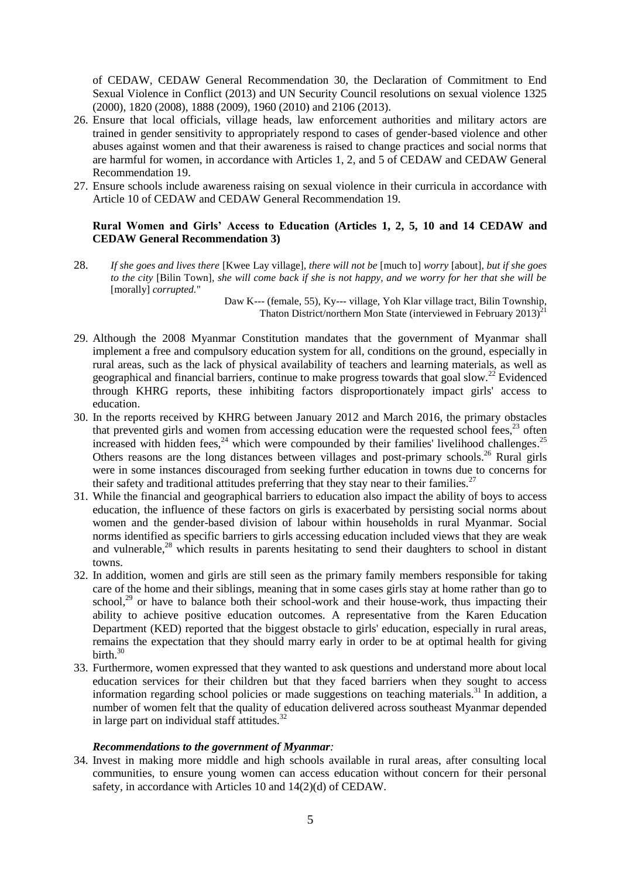of CEDAW, CEDAW General Recommendation 30, the Declaration of Commitment to End Sexual Violence in Conflict (2013) and UN Security Council resolutions on sexual violence 1325 (2000), 1820 (2008), 1888 (2009), 1960 (2010) and 2106 (2013).

26. Ensure that local officials, village heads, law enforcement authorities and military actors are trained in gender sensitivity to appropriately respond to cases of gender-based violence and other abuses against women and that their awareness is raised to change practices and social norms that are harmful for women, in accordance with Articles 1, 2, and 5 of CEDAW and CEDAW General Recommendation 19.
27. Ensure schools include awareness raising on sexual violence in their curricula in accordance with Article 10 of CEDAW and CEDAW General Recommendation 19.

### Rural Women and Girls' Access to Education (Articles 1, 2, 5, 10 and 14 CEDAW and CEDAW General Recommendation 3)

28. *If she goes and lives there* [Kwee Lay village]*, there will not be* [much to] *worry* [about]*, but if she goes to the city* [Bilin Town]*, she will come back if she is not happy, and we worry for her that she will be* [morally] *corrupted.*"

    Daw K--- (female, 55), Ky--- village, Yoh Klar village tract, Bilin Township, Thaton District/northern Mon State (interviewed in February 2013)[21]

29. Although the 2008 Myanmar Constitution mandates that the government of Myanmar shall implement a free and compulsory education system for all, conditions on the ground, especially in rural areas, such as the lack of physical availability of teachers and learning materials, as well as geographical and financial barriers, continue to make progress towards that goal slow.[22] Evidenced through KHRG reports, these inhibiting factors disproportionately impact girls' access to education.
30. In the reports received by KHRG between January 2012 and March 2016, the primary obstacles that prevented girls and women from accessing education were the requested school fees,[23] often increased with hidden fees,[24] which were compounded by their families' livelihood challenges.[25] Others reasons are the long distances between villages and post-primary schools.[26] Rural girls were in some instances discouraged from seeking further education in towns due to concerns for their safety and traditional attitudes preferring that they stay near to their families.[27]
31. While the financial and geographical barriers to education also impact the ability of boys to access education, the influence of these factors on girls is exacerbated by persisting social norms about women and the gender-based division of labour within households in rural Myanmar. Social norms identified as specific barriers to girls accessing education included views that they are weak and vulnerable,[28] which results in parents hesitating to send their daughters to school in distant towns.
32. In addition, women and girls are still seen as the primary family members responsible for taking care of the home and their siblings, meaning that in some cases girls stay at home rather than go to school,[29] or have to balance both their school-work and their house-work, thus impacting their ability to achieve positive education outcomes. A representative from the Karen Education Department (KED) reported that the biggest obstacle to girls' education, especially in rural areas, remains the expectation that they should marry early in order to be at optimal health for giving birth.[30]
33. Furthermore, women expressed that they wanted to ask questions and understand more about local education services for their children but that they faced barriers when they sought to access information regarding school policies or made suggestions on teaching materials.[31] In addition, a number of women felt that the quality of education delivered across southeast Myanmar depended in large part on individual staff attitudes.[32]

#### *Recommendations to the government of Myanmar:*

34. Invest in making more middle and high schools available in rural areas, after consulting local communities, to ensure young women can access education without concern for their personal safety, in accordance with Articles 10 and 14(2)(d) of CEDAW.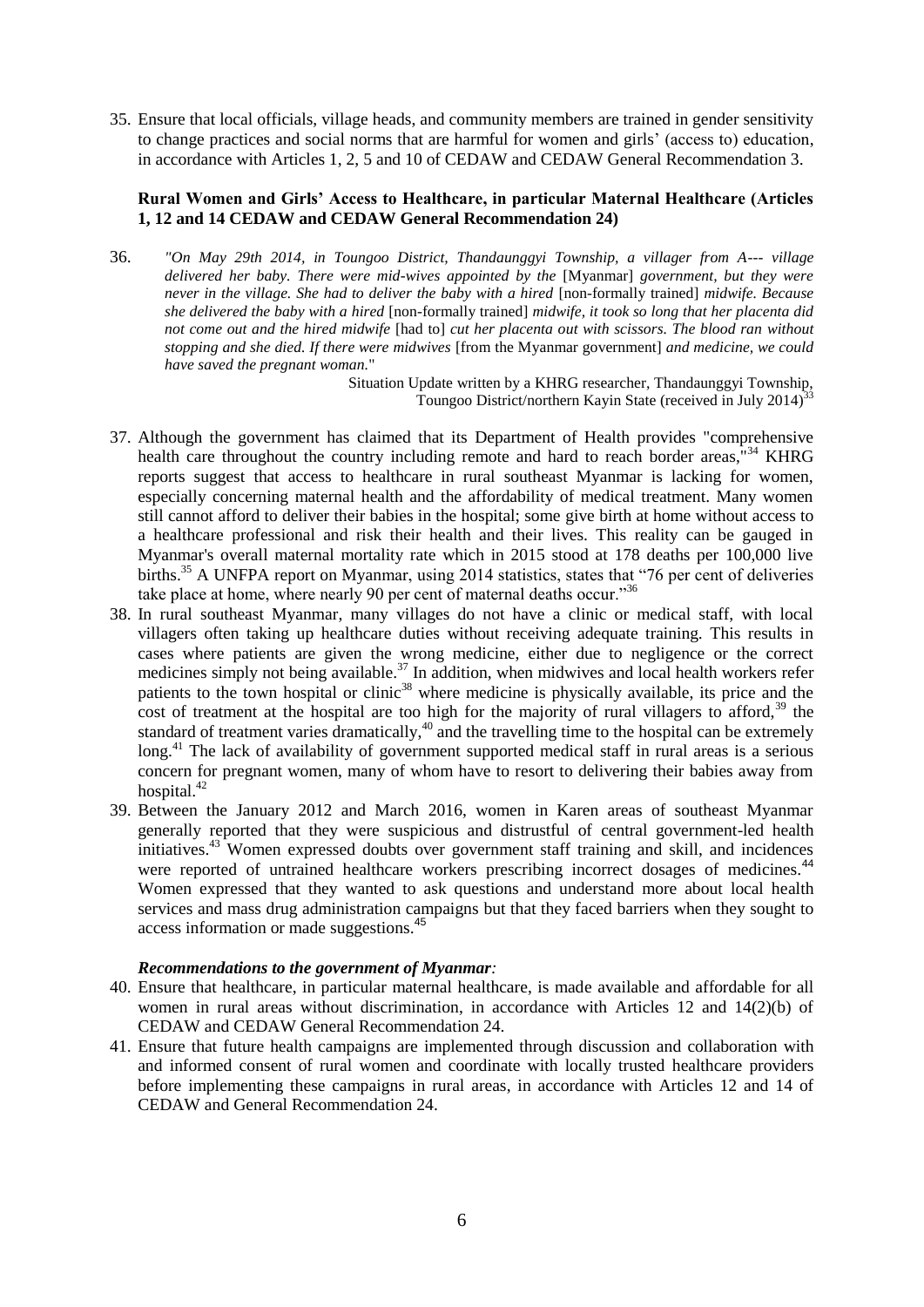35. Ensure that local officials, village heads, and community members are trained in gender sensitivity to change practices and social norms that are harmful for women and girls' (access to) education, in accordance with Articles 1, 2, 5 and 10 of CEDAW and CEDAW General Recommendation 3.

**Rural Women and Girls' Access to Healthcare, in particular Maternal Healthcare (Articles 1, 12 and 14 CEDAW and CEDAW General Recommendation 24)**

36. *"On May 29th 2014, in Toungoo District, Thandaunggyi Township, a villager from A--- village delivered her baby. There were mid-wives appointed by the* [Myanmar] *government, but they were never in the village. She had to deliver the baby with a hired* [non-formally trained] *midwife. Because she delivered the baby with a hired* [non-formally trained] *midwife, it took so long that her placenta did not come out and the hired midwife* [had to] *cut her placenta out with scissors. The blood ran without stopping and she died. If there were midwives* [from the Myanmar government] *and medicine, we could have saved the pregnant woman.*"

Situation Update written by a KHRG researcher, Thandaunggyi Township, Toungoo District/northern Kayin State (received in July 2014)[33]

37. Although the government has claimed that its Department of Health provides "comprehensive health care throughout the country including remote and hard to reach border areas,"[34] KHRG reports suggest that access to healthcare in rural southeast Myanmar is lacking for women, especially concerning maternal health and the affordability of medical treatment. Many women still cannot afford to deliver their babies in the hospital; some give birth at home without access to a healthcare professional and risk their health and their lives. This reality can be gauged in Myanmar's overall maternal mortality rate which in 2015 stood at 178 deaths per 100,000 live births.[35] A UNFPA report on Myanmar, using 2014 statistics, states that "76 per cent of deliveries take place at home, where nearly 90 per cent of maternal deaths occur."[36]
38. In rural southeast Myanmar, many villages do not have a clinic or medical staff, with local villagers often taking up healthcare duties without receiving adequate training. This results in cases where patients are given the wrong medicine, either due to negligence or the correct medicines simply not being available.[37] In addition, when midwives and local health workers refer patients to the town hospital or clinic[38] where medicine is physically available, its price and the cost of treatment at the hospital are too high for the majority of rural villagers to afford,[39] the standard of treatment varies dramatically,[40] and the travelling time to the hospital can be extremely long.[41] The lack of availability of government supported medical staff in rural areas is a serious concern for pregnant women, many of whom have to resort to delivering their babies away from hospital.[42]
39. Between the January 2012 and March 2016, women in Karen areas of southeast Myanmar generally reported that they were suspicious and distrustful of central government-led health initiatives.[43] Women expressed doubts over government staff training and skill, and incidences were reported of untrained healthcare workers prescribing incorrect dosages of medicines.[44] Women expressed that they wanted to ask questions and understand more about local health services and mass drug administration campaigns but that they faced barriers when they sought to access information or made suggestions.[45]

***Recommendations to the government of Myanmar:***

40. Ensure that healthcare, in particular maternal healthcare, is made available and affordable for all women in rural areas without discrimination, in accordance with Articles 12 and 14(2)(b) of CEDAW and CEDAW General Recommendation 24.
41. Ensure that future health campaigns are implemented through discussion and collaboration with and informed consent of rural women and coordinate with locally trusted healthcare providers before implementing these campaigns in rural areas, in accordance with Articles 12 and 14 of CEDAW and General Recommendation 24.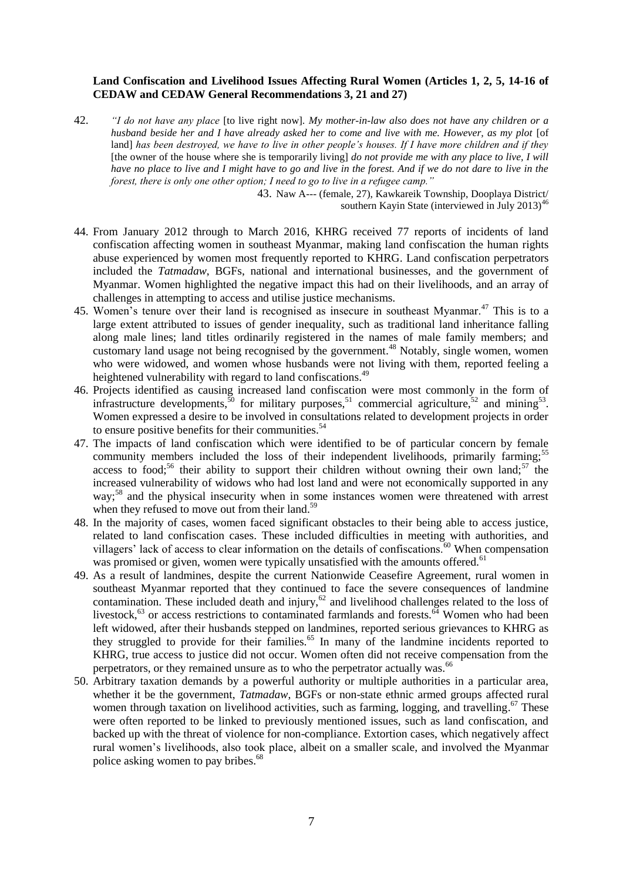**Land Confiscation and Livelihood Issues Affecting Rural Women (Articles 1, 2, 5, 14-16 of CEDAW and CEDAW General Recommendations 3, 21 and 27)**

42. *"I do not have any place* [to live right now]. *My mother-in-law also does not have any children or a husband beside her and I have already asked her to come and live with me. However, as my plot* [of land] *has been destroyed, we have to live in other people's houses. If I have more children and if they* [the owner of the house where she is temporarily living] *do not provide me with any place to live, I will have no place to live and I might have to go and live in the forest. And if we do not dare to live in the forest, there is only one other option; I need to go to live in a refugee camp."*

43. Naw A--- (female, 27), Kawkareik Township, Dooplaya District/ southern Kayin State (interviewed in July 2013)[46]

44. From January 2012 through to March 2016, KHRG received 77 reports of incidents of land confiscation affecting women in southeast Myanmar, making land confiscation the human rights abuse experienced by women most frequently reported to KHRG. Land confiscation perpetrators included the *Tatmadaw*, BGFs, national and international businesses, and the government of Myanmar. Women highlighted the negative impact this had on their livelihoods, and an array of challenges in attempting to access and utilise justice mechanisms.

45. Women's tenure over their land is recognised as insecure in southeast Myanmar.[47] This is to a large extent attributed to issues of gender inequality, such as traditional land inheritance falling along male lines; land titles ordinarily registered in the names of male family members; and customary land usage not being recognised by the government.[48] Notably, single women, women who were widowed, and women whose husbands were not living with them, reported feeling a heightened vulnerability with regard to land confiscations.[49]

46. Projects identified as causing increased land confiscation were most commonly in the form of infrastructure developments,[50] for military purposes,[51] commercial agriculture,[52] and mining[53]. Women expressed a desire to be involved in consultations related to development projects in order to ensure positive benefits for their communities.[54]

47. The impacts of land confiscation which were identified to be of particular concern by female community members included the loss of their independent livelihoods, primarily farming;[55] access to food;[56] their ability to support their children without owning their own land;[57] the increased vulnerability of widows who had lost land and were not economically supported in any way;[58] and the physical insecurity when in some instances women were threatened with arrest when they refused to move out from their land.[59]

48. In the majority of cases, women faced significant obstacles to their being able to access justice, related to land confiscation cases. These included difficulties in meeting with authorities, and villagers' lack of access to clear information on the details of confiscations.[60] When compensation was promised or given, women were typically unsatisfied with the amounts offered.[61]

49. As a result of landmines, despite the current Nationwide Ceasefire Agreement, rural women in southeast Myanmar reported that they continued to face the severe consequences of landmine contamination. These included death and injury,[62] and livelihood challenges related to the loss of livestock,[63] or access restrictions to contaminated farmlands and forests.[64] Women who had been left widowed, after their husbands stepped on landmines, reported serious grievances to KHRG as they struggled to provide for their families.[65] In many of the landmine incidents reported to KHRG, true access to justice did not occur. Women often did not receive compensation from the perpetrators, or they remained unsure as to who the perpetrator actually was.[66]

50. Arbitrary taxation demands by a powerful authority or multiple authorities in a particular area, whether it be the government, *Tatmadaw*, BGFs or non-state ethnic armed groups affected rural women through taxation on livelihood activities, such as farming, logging, and travelling.[67] These were often reported to be linked to previously mentioned issues, such as land confiscation, and backed up with the threat of violence for non-compliance. Extortion cases, which negatively affect rural women's livelihoods, also took place, albeit on a smaller scale, and involved the Myanmar police asking women to pay bribes.[68]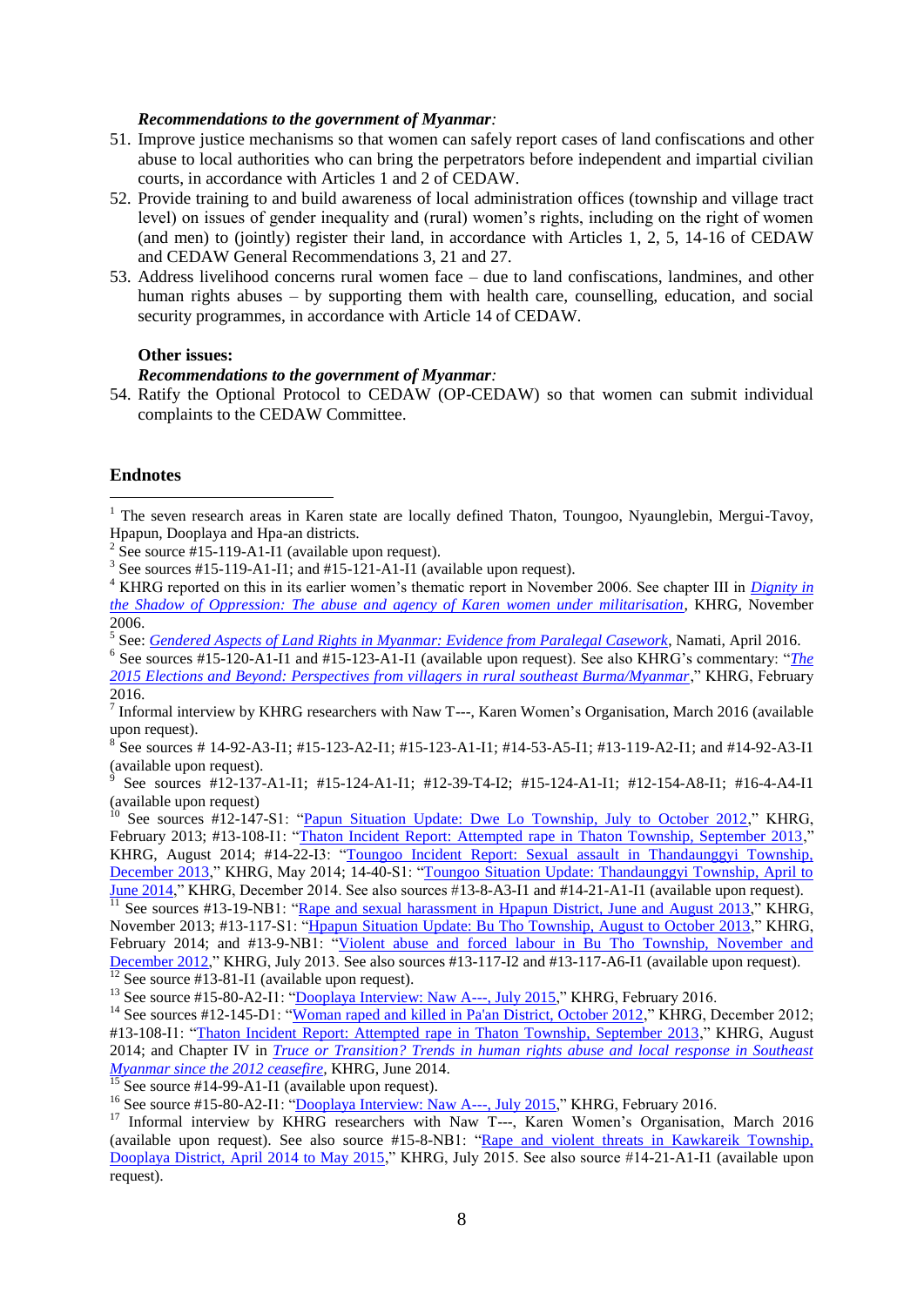***Recommendations to the government of Myanmar:***

51. Improve justice mechanisms so that women can safely report cases of land confiscations and other abuse to local authorities who can bring the perpetrators before independent and impartial civilian courts, in accordance with Articles 1 and 2 of CEDAW.
52. Provide training to and build awareness of local administration offices (township and village tract level) on issues of gender inequality and (rural) women's rights, including on the right of women (and men) to (jointly) register their land, in accordance with Articles 1, 2, 5, 14-16 of CEDAW and CEDAW General Recommendations 3, 21 and 27.
53. Address livelihood concerns rural women face – due to land confiscations, landmines, and other human rights abuses – by supporting them with health care, counselling, education, and social security programmes, in accordance with Article 14 of CEDAW.

**Other issues:**

***Recommendations to the government of Myanmar:***

54. Ratify the Optional Protocol to CEDAW (OP-CEDAW) so that women can submit individual complaints to the CEDAW Committee.

## Endnotes

[1] The seven research areas in Karen state are locally defined Thaton, Toungoo, Nyaunglebin, Mergui-Tavoy, Hpapun, Dooplaya and Hpa-an districts.

[2] See source #15-119-A1-I1 (available upon request).

[3] See sources #15-119-A1-I1; and #15-121-A1-I1 (available upon request).

[4] KHRG reported on this in its earlier women's thematic report in November 2006. See chapter III in *Dignity in the Shadow of Oppression: The abuse and agency of Karen women under militarisation*, KHRG, November 2006.

[5] See: *Gendered Aspects of Land Rights in Myanmar: Evidence from Paralegal Casework*, Namati, April 2016.

[6] See sources #15-120-A1-I1 and #15-123-A1-I1 (available upon request). See also KHRG's commentary: "*The 2015 Elections and Beyond: Perspectives from villagers in rural southeast Burma/Myanmar*," KHRG, February 2016.

[7] Informal interview by KHRG researchers with Naw T---, Karen Women's Organisation, March 2016 (available upon request).

[8] See sources # 14-92-A3-I1; #15-123-A2-I1; #15-123-A1-I1; #14-53-A5-I1; #13-119-A2-I1; and #14-92-A3-I1 (available upon request).

[9] See sources #12-137-A1-I1; #15-124-A1-I1; #12-39-T4-I2; #15-124-A1-I1; #12-154-A8-I1; #16-4-A4-I1 (available upon request)

[10] See sources #12-147-S1: "Papun Situation Update: Dwe Lo Township, July to October 2012," KHRG, February 2013; #13-108-I1: "Thaton Incident Report: Attempted rape in Thaton Township, September 2013," KHRG, August 2014; #14-22-I3: "Toungoo Incident Report: Sexual assault in Thandaunggyi Township, December 2013," KHRG, May 2014; 14-40-S1: "Toungoo Situation Update: Thandaunggyi Township, April to June 2014," KHRG, December 2014. See also sources #13-8-A3-I1 and #14-21-A1-I1 (available upon request).

[11] See sources #13-19-NB1: "Rape and sexual harassment in Hpapun District, June and August 2013," KHRG, November 2013; #13-117-S1: "Hpapun Situation Update: Bu Tho Township, August to October 2013," KHRG, February 2014; and #13-9-NB1: "Violent abuse and forced labour in Bu Tho Township, November and December 2012," KHRG, July 2013. See also sources #13-117-I2 and #13-117-A6-I1 (available upon request).

[12] See source #13-81-I1 (available upon request).

[13] See source #15-80-A2-I1: "Dooplaya Interview: Naw A---, July 2015," KHRG, February 2016.

[14] See sources #12-145-D1: "Woman raped and killed in Pa'an District, October 2012," KHRG, December 2012; #13-108-I1: "Thaton Incident Report: Attempted rape in Thaton Township, September 2013," KHRG, August 2014; and Chapter IV in *Truce or Transition? Trends in human rights abuse and local response in Southeast Myanmar since the 2012 ceasefire*, KHRG, June 2014.

[15] See source #14-99-A1-I1 (available upon request).

[16] See source #15-80-A2-I1: "Dooplaya Interview: Naw A---, July 2015," KHRG, February 2016.

[17] Informal interview by KHRG researchers with Naw T---, Karen Women's Organisation, March 2016 (available upon request). See also source #15-8-NB1: "Rape and violent threats in Kawkareik Township, Dooplaya District, April 2014 to May 2015," KHRG, July 2015. See also source #14-21-A1-I1 (available upon request).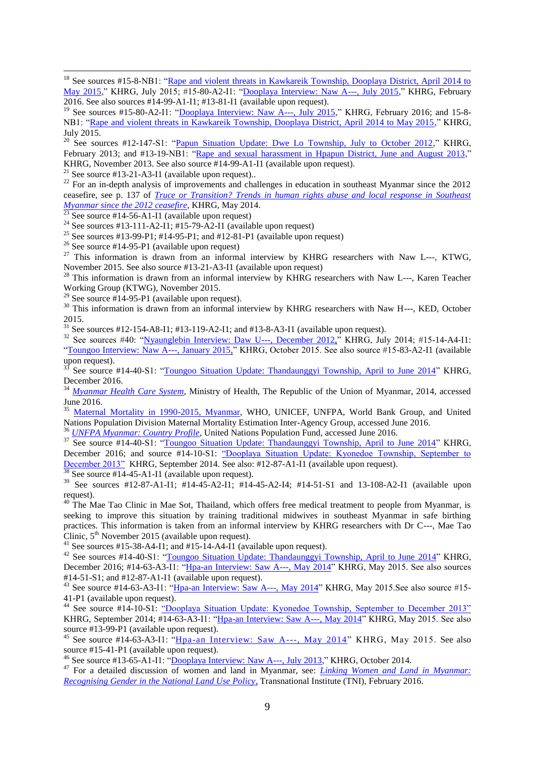[18] See sources #15-8-NB1: "Rape and violent threats in Kawkareik Township, Dooplaya District, April 2014 to May 2015," KHRG, July 2015; #15-80-A2-I1: "Dooplaya Interview: Naw A---, July 2015," KHRG, February 2016. See also sources #14-99-A1-I1; #13-81-I1 (available upon request).

[19] See sources #15-80-A2-I1: "Dooplaya Interview: Naw A---, July 2015," KHRG, February 2016; and 15-8-NB1: "Rape and violent threats in Kawkareik Township, Dooplaya District, April 2014 to May 2015," KHRG, July 2015.

[20] See sources #12-147-S1: "Papun Situation Update: Dwe Lo Township, July to October 2012," KHRG, February 2013; and #13-19-NB1: "Rape and sexual harassment in Hpapun District, June and August 2013," KHRG, November 2013. See also source #14-99-A1-I1 (available upon request).

[21] See source #13-21-A3-I1 (available upon request)..

[22] For an in-depth analysis of improvements and challenges in education in southeast Myanmar since the 2012 ceasefire, see p. 137 of *Truce or Transition? Trends in human rights abuse and local response in Southeast Myanmar since the 2012 ceasefire*, KHRG, May 2014.

[23] See source #14-56-A1-I1 (available upon request)

[24] See sources #13-111-A2-I1; #15-79-A2-I1 (available upon request)

[25] See sources #13-99-P1; #14-95-P1; and #12-81-P1 (available upon request)

[26] See source #14-95-P1 (available upon request)

[27] This information is drawn from an informal interview by KHRG researchers with Naw L---, KTWG, November 2015. See also source #13-21-A3-I1 (available upon request)

[28] This information is drawn from an informal interview by KHRG researchers with Naw L---, Karen Teacher Working Group (KTWG), November 2015.

[29] See source #14-95-P1 (available upon request).

[30] This information is drawn from an informal interview by KHRG researchers with Naw H---, KED, October 2015.

[31] See sources #12-154-A8-I1; #13-119-A2-I1; and #13-8-A3-I1 (available upon request).

[32] See sources #40: "Nyaunglebin Interview: Daw U---, December 2012," KHRG, July 2014; #15-14-A4-I1: "Toungoo Interview: Naw A---, January 2015," KHRG, October 2015. See also source #15-83-A2-I1 (available upon request).

[33] See source #14-40-S1: "Toungoo Situation Update: Thandaunggyi Township, April to June 2014" KHRG, December 2016.

[34] *Myanmar Health Care System*, Ministry of Health, The Republic of the Union of Myanmar, 2014, accessed June 2016.

[35] Maternal Mortality in 1990-2015, Myanmar, WHO, UNICEF, UNFPA, World Bank Group, and United Nations Population Division Maternal Mortality Estimation Inter-Agency Group, accessed June 2016.

[36] *UNFPA Myanmar: Country Profile*, United Nations Population Fund, accessed June 2016.

[37] See source #14-40-S1: "Toungoo Situation Update: Thandaunggyi Township, April to June 2014" KHRG, December 2016; and source #14-10-S1: "Dooplaya Situation Update: Kyonedoe Township, September to December 2013" KHRG, September 2014. See also: #12-87-A1-I1 (available upon request).

[38] See source #14-45-A1-I1 (available upon request).

[39] See sources #12-87-A1-I1; #14-45-A2-I1; #14-45-A2-I4; #14-51-S1 and 13-108-A2-I1 (available upon request).

[40] The Mae Tao Clinic in Mae Sot, Thailand, which offers free medical treatment to people from Myanmar, is seeking to improve this situation by training traditional midwives in southeast Myanmar in safe birthing practices. This information is taken from an informal interview by KHRG researchers with Dr C---, Mae Tao Clinic, 5th November 2015 (available upon request).

[41] See sources #15-38-A4-I1; and #15-14-A4-I1 (available upon request).

[42] See sources #14-40-S1: "Toungoo Situation Update: Thandaunggyi Township, April to June 2014" KHRG, December 2016; #14-63-A3-I1: "Hpa-an Interview: Saw A---, May 2014" KHRG, May 2015. See also sources #14-51-S1; and #12-87-A1-I1 (available upon request).

[43] See source #14-63-A3-I1: "Hpa-an Interview: Saw A---, May 2014" KHRG, May 2015.See also source #15-41-P1 (available upon request).

[44] See source #14-10-S1: "Dooplaya Situation Update: Kyonedoe Township, September to December 2013" KHRG, September 2014; #14-63-A3-I1: "Hpa-an Interview: Saw A---, May 2014" KHRG, May 2015. See also source #13-99-P1 (available upon request).

[45] See source #14-63-A3-I1: "Hpa-an Interview: Saw A---, May 2014" KHRG, May 2015. See also source #15-41-P1 (available upon request).

[46] See source #13-65-A1-I1: "Dooplaya Interview: Naw A---, July 2013," KHRG, October 2014.

[47] For a detailed discussion of women and land in Myanmar, see: *Linking Women and Land in Myanmar: Recognising Gender in the National Land Use Policy*, Transnational Institute (TNI), February 2016.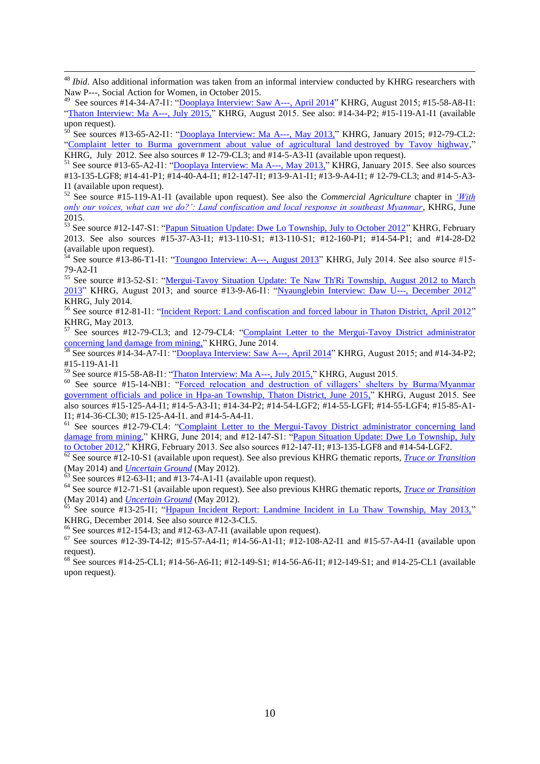[48] *Ibid*. Also additional information was taken from an informal interview conducted by KHRG researchers with Naw P---, Social Action for Women, in October 2015.

[49] See sources #14-34-A7-I1: "Dooplaya Interview: Saw A---, April 2014" KHRG, August 2015; #15-58-A8-I1: "Thaton Interview: Ma A---, July 2015," KHRG, August 2015. See also: #14-34-P2; #15-119-A1-I1 (available upon request).

[50] See sources #13-65-A2-I1: "Dooplaya Interview: Ma A---, May 2013," KHRG, January 2015; #12-79-CL2: "Complaint letter to Burma government about value of agricultural land destroyed by Tavoy highway," KHRG, July 2012. See also sources # 12-79-CL3; and #14-5-A3-I1 (available upon request).

[51] See source #13-65-A2-I1: "Dooplaya Interview: Ma A---, May 2013," KHRG, January 2015. See also sources #13-135-LGF8; #14-41-P1; #14-40-A4-I1; #12-147-I1; #13-9-A1-I1; #13-9-A4-I1; # 12-79-CL3; and #14-5-A3-I1 (available upon request).

[52] See source #15-119-A1-I1 (available upon request). See also the *Commercial Agriculture* chapter in *'With only our voices, what can we do?': Land confiscation and local response in southeast Myanmar*, KHRG, June 2015.

[53] See source #12-147-S1: "Papun Situation Update: Dwe Lo Township, July to October 2012" KHRG, February 2013. See also sources #15-37-A3-I1; #13-110-S1; #13-110-S1; #12-160-P1; #14-54-P1; and #14-28-D2 (available upon request).

[54] See source #13-86-T1-I1: "Toungoo Interview: A---, August 2013" KHRG, July 2014. See also source #15-79-A2-I1

[55] See source #13-52-S1: "Mergui-Tavoy Situation Update: Te Naw Th'Ri Township, August 2012 to March 2013" KHRG, August 2013; and source #13-9-A6-I1: "Nyaunglebin Interview: Daw U---, December 2012" KHRG, July 2014.

[56] See source #12-81-I1: "Incident Report: Land confiscation and forced labour in Thaton District, April 2012" KHRG, May 2013.

[57] See sources #12-79-CL3; and 12-79-CL4: "Complaint Letter to the Mergui-Tavoy District administrator concerning land damage from mining," KHRG, June 2014.

[58] See sources #14-34-A7-I1: "Dooplaya Interview: Saw A---, April 2014" KHRG, August 2015; and #14-34-P2; #15-119-A1-I1

[59] See source #15-58-A8-I1: "Thaton Interview: Ma A---, July 2015," KHRG, August 2015.

[60] See source #15-14-NB1: "Forced relocation and destruction of villagers' shelters by Burma/Myanmar government officials and police in Hpa-an Township, Thaton District, June 2015," KHRG, August 2015. See also sources #15-125-A4-I1; #14-5-A3-I1; #14-34-P2; #14-54-LGF2; #14-55-LGFI; #14-55-LGF4; #15-85-A1-I1; #14-36-CL30; #15-125-A4-I1. and #14-5-A4-I1.

[61] See sources #12-79-CL4: "Complaint Letter to the Mergui-Tavoy District administrator concerning land damage from mining," KHRG, June 2014; and #12-147-S1: "Papun Situation Update: Dwe Lo Township, July to October 2012," KHRG, February 2013. See also sources #12-147-I1; #13-135-LGF8 and #14-54-LGF2.

[62] See source #12-10-S1 (available upon request). See also previous KHRG thematic reports, *Truce or Transition* (May 2014) and *Uncertain Ground* (May 2012).

[63] See sources #12-63-I1; and #13-74-A1-I1 (available upon request).

[64] See source #12-71-S1 (available upon request). See also previous KHRG thematic reports, *Truce or Transition* (May 2014) and *Uncertain Ground* (May 2012).

[65] See source #13-25-I1; "Hpapun Incident Report: Landmine Incident in Lu Thaw Township, May 2013," KHRG, December 2014. See also source #12-3-CL5.

[66] See sources #12-154-I3; and #12-63-A7-I1 (available upon request).

[67] See sources #12-39-T4-I2; #15-57-A4-I1; #14-56-A1-I1; #12-108-A2-I1 and #15-57-A4-I1 (available upon request).

[68] See sources #14-25-CL1; #14-56-A6-I1; #12-149-S1; #14-56-A6-I1; #12-149-S1; and #14-25-CL1 (available upon request).